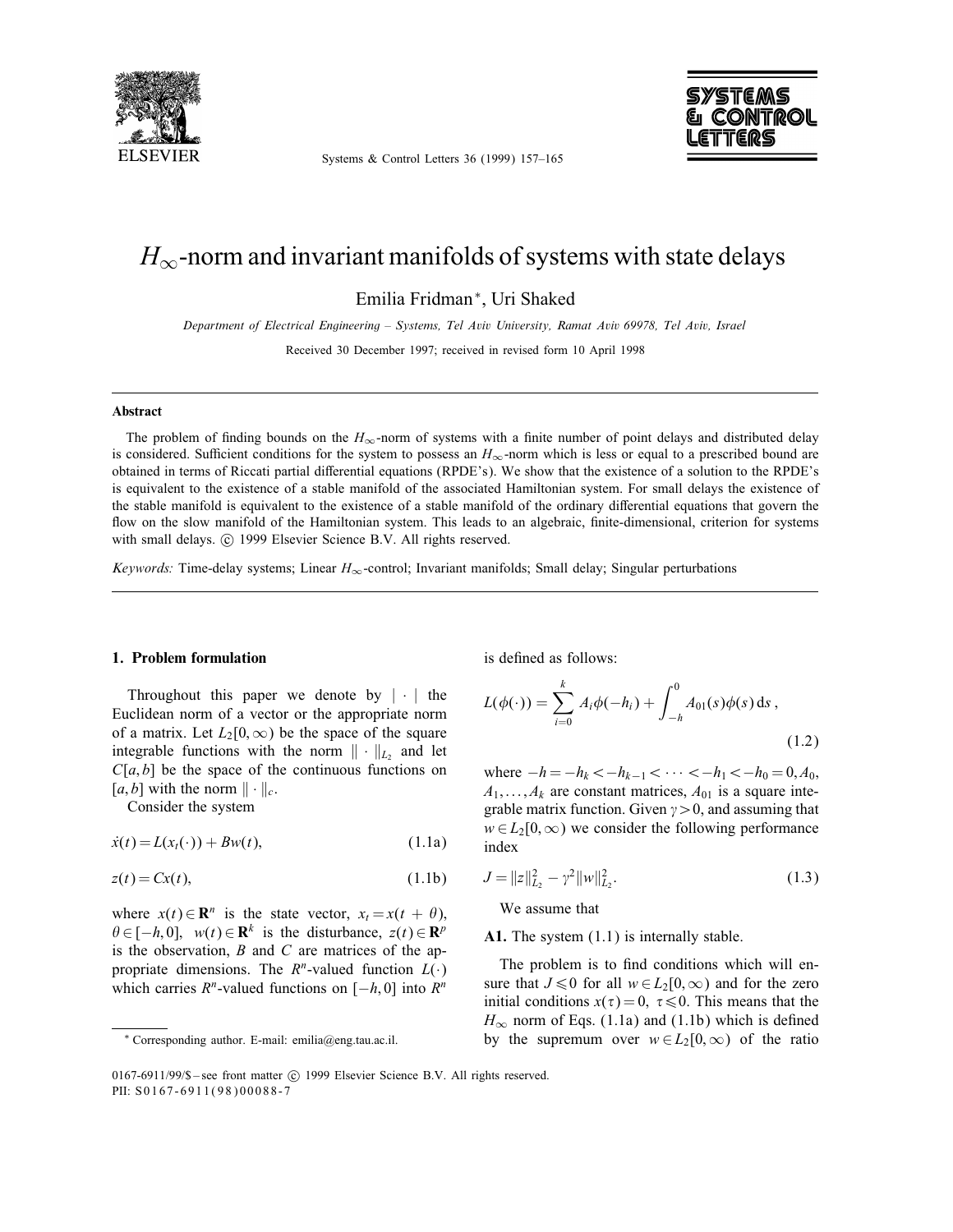# $H_\infty$-norm and invariant manifolds of systems with state delays

Emilia Fridman*, Uri Shaked

*Department of Electrical Engineering – Systems, Tel Aviv University, Ramat Aviv 69978, Tel Aviv, Israel*

Received 30 December 1997; received in revised form 10 April 1998

## Abstract

The problem of finding bounds on the $H_\infty$-norm of systems with a finite number of point delays and distributed delay is considered. Sufficient conditions for the system to possess an $H_\infty$-norm which is less or equal to a prescribed bound are obtained in terms of Riccati partial differential equations (RPDE's). We show that the existence of a solution to the RPDE's is equivalent to the existence of a stable manifold of the associated Hamiltonian system. For small delays the existence of the stable manifold is equivalent to the existence of a stable manifold of the ordinary differential equations that govern the flow on the slow manifold of the Hamiltonian system. This leads to an algebraic, finite-dimensional, criterion for systems with small delays. © 1999 Elsevier Science B.V. All rights reserved.

*Keywords:* Time-delay systems; Linear $H_\infty$-control; Invariant manifolds; Small delay; Singular perturbations

## 1. Problem formulation

Throughout this paper we denote by $|\cdot|$ the Euclidean norm of a vector or the appropriate norm of a matrix. Let $L_2[0,\infty)$ be the space of the square integrable functions with the norm $\|\cdot\|_{L_2}$ and let $C[a,b]$ be the space of the continuous functions on $[a,b]$ with the norm $\|\cdot\|_c$.

Consider the system

$$\dot{x}(t) = L(x_t(\cdot)) + Bw(t), \tag{1.1a}$$

$$z(t) = Cx(t), \tag{1.1b}$$

where $x(t) \in \mathbf{R}^n$ is the state vector, $x_t = x(t+\theta)$, $\theta \in [-h, 0]$, $w(t) \in \mathbf{R}^k$ is the disturbance, $z(t) \in \mathbf{R}^p$ is the observation, $B$ and $C$ are matrices of the appropriate dimensions. The $R^n$-valued function $L(\cdot)$ which carries $R^n$-valued functions on $[-h, 0]$ into $R^n$ is defined as follows:

$$L(\phi(\cdot)) = \sum_{i=0}^{k} A_i \phi(-h_i) + \int_{-h}^{0} A_{01}(s)\phi(s)\,\mathrm{d}s, \tag{1.2}$$

where $-h = -h_k < -h_{k-1} < \cdots < -h_1 < -h_0 = 0, A_0$, $A_1, \ldots, A_k$ are constant matrices, $A_{01}$ is a square integrable matrix function. Given $\gamma > 0$, and assuming that $w \in L_2[0,\infty)$ we consider the following performance index

$$J = \|z\|^2_{L_2} - \gamma^2 \|w\|^2_{L_2}. \tag{1.3}$$

We assume that

**A1.** The system (1.1) is internally stable.

The problem is to find conditions which will ensure that $J \leqslant 0$ for all $w \in L_2[0,\infty)$ and for the zero initial conditions $x(\tau) = 0$, $\tau \leqslant 0$. This means that the $H_\infty$ norm of Eqs. (1.1a) and (1.1b) which is defined by the supremum over $w \in L_2[0,\infty)$ of the ratio

---

* Corresponding author. E-mail: emilia@eng.tau.ac.il.

0167-6911/99/$ – see front matter © 1999 Elsevier Science B.V. All rights reserved.
PII: S0167-6911(98)00088-7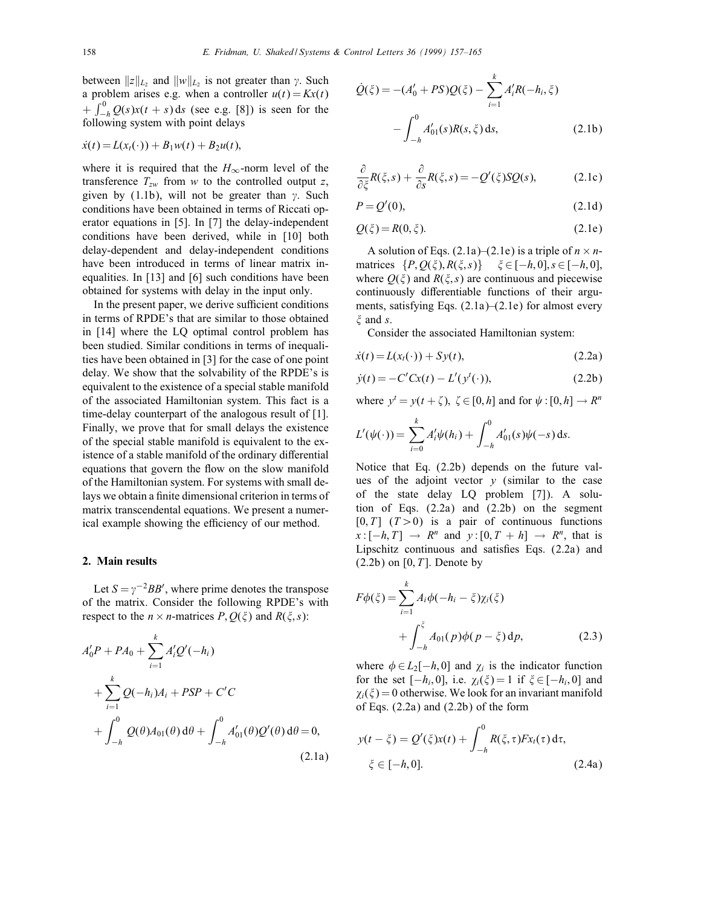between $\|z\|_{L_2}$ and $\|w\|_{L_2}$ is not greater than $\gamma$. Such a problem arises e.g. when a controller $u(t) = Kx(t) + \int_{-h}^{0} Q(s)x(t+s)\,\mathrm{d}s$ (see e.g. [8]) is seen for the following system with point delays

$$\dot{x}(t) = L(x_t(\cdot)) + B_1 w(t) + B_2 u(t),$$

where it is required that the $H_\infty$-norm level of the transference $T_{zw}$ from $w$ to the controlled output $z$, given by (1.1b), will not be greater than $\gamma$. Such conditions have been obtained in terms of Riccati operator equations in [5]. In [7] the delay-independent conditions have been derived, while in [10] both delay-dependent and delay-independent conditions have been introduced in terms of linear matrix inequalities. In [13] and [6] such conditions have been obtained for systems with delay in the input only.

In the present paper, we derive sufficient conditions in terms of RPDE's that are similar to those obtained in [14] where the LQ optimal control problem has been studied. Similar conditions in terms of inequalities have been obtained in [3] for the case of one point delay. We show that the solvability of the RPDE's is equivalent to the existence of a special stable manifold of the associated Hamiltonian system. This fact is a time-delay counterpart of the analogous result of [1]. Finally, we prove that for small delays the existence of the special stable manifold is equivalent to the existence of a stable manifold of the ordinary differential equations that govern the flow on the slow manifold of the Hamiltonian system. For systems with small delays we obtain a finite dimensional criterion in terms of matrix transcendental equations. We present a numerical example showing the efficiency of our method.

## 2. Main results

Let $S = \gamma^{-2}BB'$, where prime denotes the transpose of the matrix. Consider the following RPDE's with respect to the $n \times n$-matrices $P, Q(\xi)$ and $R(\xi, s)$:

$$A_0'P + PA_0 + \sum_{i=1}^{k} A_i'Q'(-h_i) + \sum_{i=1}^{k} Q(-h_i)A_i + PSP + C'C + \int_{-h}^{0} Q(\theta)A_{01}(\theta)\,\mathrm{d}\theta + \int_{-h}^{0} A_{01}'(\theta)Q'(\theta)\,\mathrm{d}\theta = 0, \tag{2.1a}$$

$$\dot{Q}(\xi) = -(A_0' + PS)Q(\xi) - \sum_{i=1}^{k} A_i'R(-h_i, \xi) - \int_{-h}^{0} A_{01}'(s)R(s, \xi)\,\mathrm{d}s, \tag{2.1b}$$

$$\frac{\partial}{\partial \xi}R(\xi, s) + \frac{\partial}{\partial s}R(\xi, s) = -Q'(\xi)SQ(s), \tag{2.1c}$$

$$P = Q'(0), \tag{2.1d}$$

$$Q(\xi) = R(0, \xi). \tag{2.1e}$$

A solution of Eqs. (2.1a)–(2.1e) is a triple of $n \times n$-matrices $\{P, Q(\xi), R(\xi, s)\}$ $\quad \xi \in [-h, 0], s \in [-h, 0]$, where $Q(\xi)$ and $R(\xi, s)$ are continuous and piecewise continuously differentiable functions of their arguments, satisfying Eqs. (2.1a)–(2.1e) for almost every $\xi$ and $s$.

Consider the associated Hamiltonian system:

$$\dot{x}(t) = L(x_t(\cdot)) + Sy(t), \tag{2.2a}$$

$$\dot{y}(t) = -C'Cx(t) - L'(y^t(\cdot)), \tag{2.2b}$$

where $y^t = y(t + \zeta)$, $\zeta \in [0, h]$ and for $\psi : [0, h] \to R^n$

$$L'(\psi(\cdot)) = \sum_{i=0}^{k} A_i'\psi(h_i) + \int_{-h}^{0} A_{01}'(s)\psi(-s)\,\mathrm{d}s.$$

Notice that Eq. (2.2b) depends on the future values of the adjoint vector $y$ (similar to the case of the state delay LQ problem [7]). A solution of Eqs. (2.2a) and (2.2b) on the segment $[0, T]$ $(T > 0)$ is a pair of continuous functions $x : [-h, T] \to R^n$ and $y : [0, T + h] \to R^n$, that is Lipschitz continuous and satisfies Eqs. (2.2a) and (2.2b) on $[0, T]$. Denote by

$$F\phi(\xi) = \sum_{i=1}^{k} A_i\phi(-h_i - \xi)\chi_i(\xi) + \int_{-h}^{\xi} A_{01}(p)\phi(p - \xi)\,\mathrm{d}p, \tag{2.3}$$

where $\phi \in L_2[-h, 0]$ and $\chi_i$ is the indicator function for the set $[-h_i, 0]$, i.e. $\chi_i(\xi) = 1$ if $\xi \in [-h_i, 0]$ and $\chi_i(\xi) = 0$ otherwise. We look for an invariant manifold of Eqs. (2.2a) and (2.2b) of the form

$$y(t - \xi) = Q'(\xi)x(t) + \int_{-h}^{0} R(\xi, \tau)Fx_t(\tau)\,\mathrm{d}\tau, \quad \xi \in [-h, 0]. \tag{2.4a}$$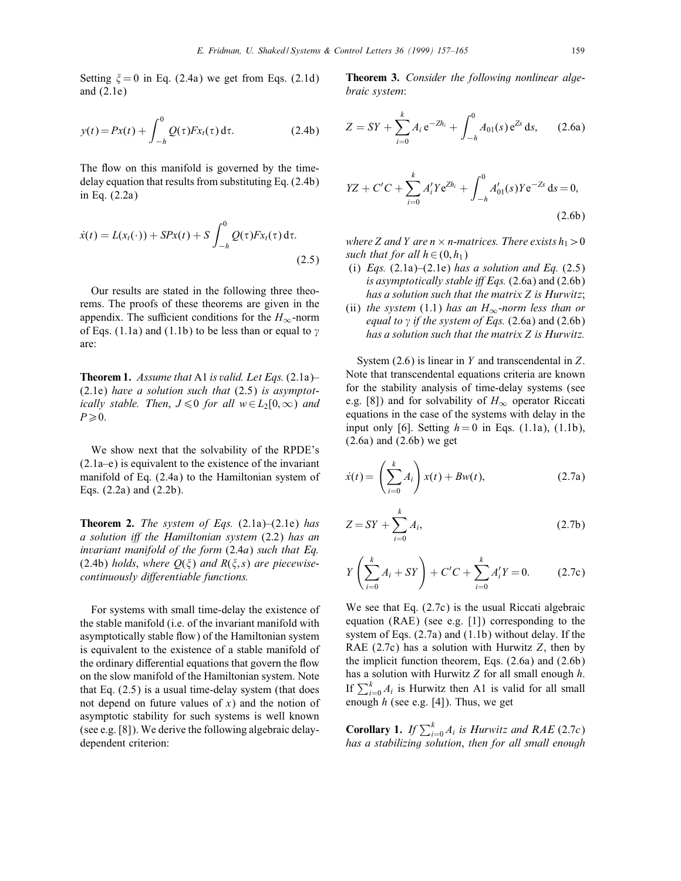Setting $\xi = 0$ in Eq. (2.4a) we get from Eqs. (2.1d) and (2.1e)

$$y(t) = Px(t) + \int_{-h}^{0} Q(\tau)Fx_t(\tau)\,\mathrm{d}\tau. \tag{2.4b}$$

The flow on this manifold is governed by the time-delay equation that results from substituting Eq. (2.4b) in Eq. (2.2a)

$$\dot{x}(t) = L(x_t(\cdot)) + SPx(t) + S\int_{-h}^{0} Q(\tau)Fx_t(\tau)\,\mathrm{d}\tau. \tag{2.5}$$

Our results are stated in the following three theorems. The proofs of these theorems are given in the appendix. The sufficient conditions for the $H_\infty$-norm of Eqs. (1.1a) and (1.1b) to be less than or equal to $\gamma$ are:

**Theorem 1.** *Assume that* A1 *is valid. Let Eqs.* (2.1a)–(2.1e) *have a solution such that* (2.5) *is asymptotically stable. Then*, $J \leqslant 0$ *for all* $w \in L_2[0,\infty)$ *and* $P \geqslant 0$.

We show next that the solvability of the RPDE's (2.1a–e) is equivalent to the existence of the invariant manifold of Eq. (2.4a) to the Hamiltonian system of Eqs. (2.2a) and (2.2b).

**Theorem 2.** *The system of Eqs.* (2.1a)–(2.1e) *has a solution iff the Hamiltonian system* (2.2) *has an invariant manifold of the form* (2.4*a*) *such that Eq.* (2.4b) *holds*, *where* $Q(\xi)$ *and* $R(\xi,s)$ *are piecewise-continuously differentiable functions.*

For systems with small time-delay the existence of the stable manifold (i.e. of the invariant manifold with asymptotically stable flow) of the Hamiltonian system is equivalent to the existence of a stable manifold of the ordinary differential equations that govern the flow on the slow manifold of the Hamiltonian system. Note that Eq. (2.5) is a usual time-delay system (that does not depend on future values of $x$) and the notion of asymptotic stability for such systems is well known (see e.g. [8]). We derive the following algebraic delay-dependent criterion:

**Theorem 3.** *Consider the following nonlinear algebraic system*:

$$Z = SY + \sum_{i=0}^{k} A_i\,\mathrm{e}^{-Zh_i} + \int_{-h}^{0} A_{01}(s)\,\mathrm{e}^{Zs}\,\mathrm{d}s, \tag{2.6a}$$

$$YZ + C'C + \sum_{i=0}^{k} A_i' Y\mathrm{e}^{Zh_i} + \int_{-h}^{0} A_{01}'(s)Y\mathrm{e}^{-Zs}\,\mathrm{d}s = 0, \tag{2.6b}$$

*where* $Z$ *and* $Y$ *are* $n\times n$-*matrices. There exists* $h_1 > 0$ *such that for all* $h \in (0,h_1)$

(i) *Eqs.* (2.1a)–(2.1e) *has a solution and Eq.* (2.5) *is asymptotically stable iff Eqs.* (2.6a) and (2.6b) *has a solution such that the matrix* $Z$ *is Hurwitz*;

(ii) *the system* (1.1) *has an* $H_\infty$-*norm less than or equal to* $\gamma$ *if the system of Eqs.* (2.6a) and (2.6b) *has a solution such that the matrix* $Z$ *is Hurwitz.*

System (2.6) is linear in $Y$ and transcendental in $Z$. Note that transcendental equations criteria are known for the stability analysis of time-delay systems (see e.g. [8]) and for solvability of $H_\infty$ operator Riccati equations in the case of the systems with delay in the input only [6]. Setting $h = 0$ in Eqs. (1.1a), (1.1b), (2.6a) and (2.6b) we get

$$\dot{x}(t) = \left(\sum_{i=0}^{k} A_i\right)x(t) + Bw(t), \tag{2.7a}$$

$$Z = SY + \sum_{i=0}^{k} A_i, \tag{2.7b}$$

$$Y\left(\sum_{i=0}^{k} A_i + SY\right) + C'C + \sum_{i=0}^{k} A_i'Y = 0. \tag{2.7c}$$

We see that Eq. (2.7c) is the usual Riccati algebraic equation (RAE) (see e.g. [1]) corresponding to the system of Eqs. (2.7a) and (1.1b) without delay. If the RAE (2.7c) has a solution with Hurwitz $Z$, then by the implicit function theorem, Eqs. (2.6a) and (2.6b) has a solution with Hurwitz $Z$ for all small enough $h$. If $\sum_{i=0}^{k} A_i$ is Hurwitz then A1 is valid for all small enough $h$ (see e.g. [4]). Thus, we get

**Corollary 1.** *If* $\sum_{i=0}^{k} A_i$ *is Hurwitz and RAE* (2.7*c*) *has a stabilizing solution*, *then for all small enough*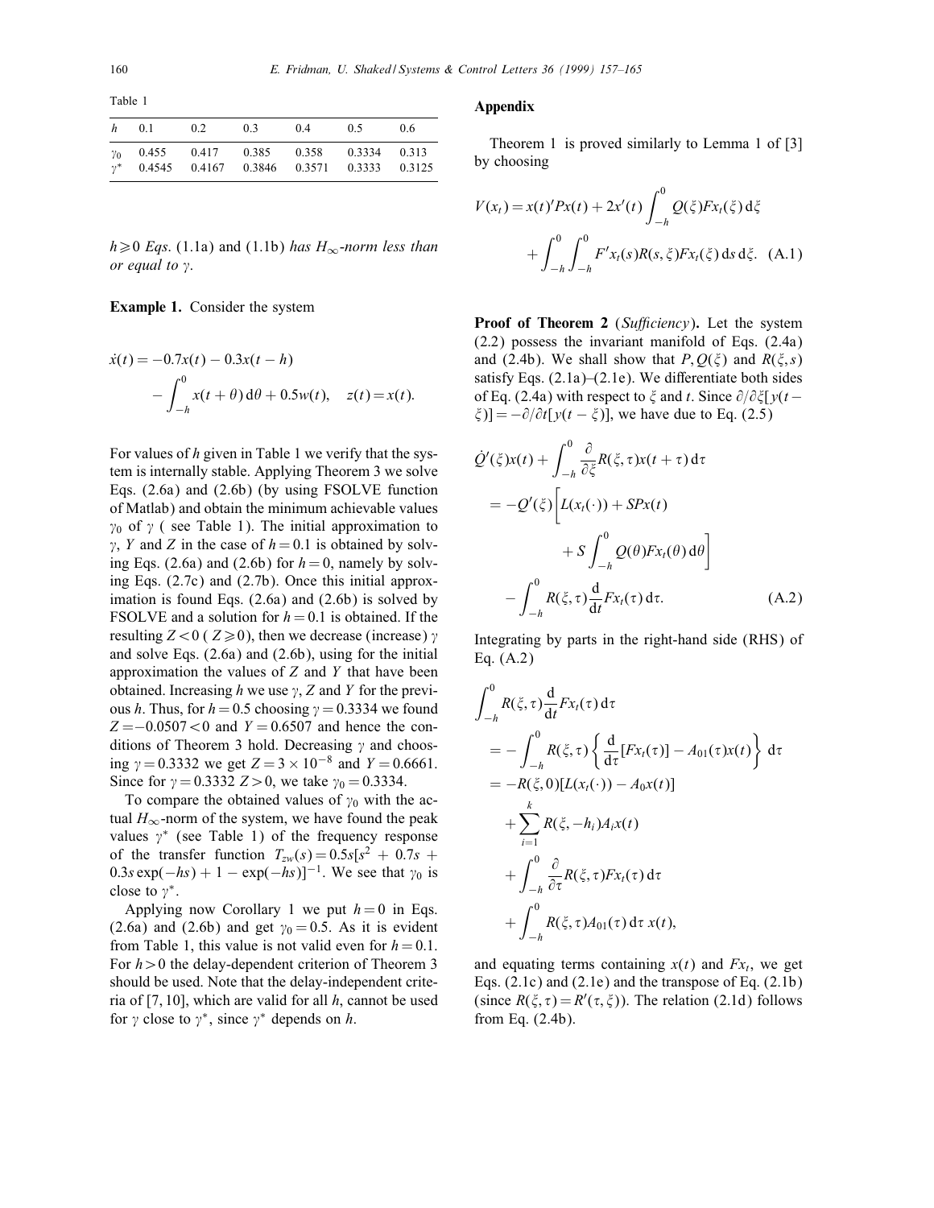Table 1

| $h$ | 0.1 | 0.2 | 0.3 | 0.4 | 0.5 | 0.6 |
|---|---|---|---|---|---|---|
| $\gamma_0$ | 0.455 | 0.417 | 0.385 | 0.358 | 0.3334 | 0.313 |
| $\gamma^*$ | 0.4545 | 0.4167 | 0.3846 | 0.3571 | 0.3333 | 0.3125 |

$h \geqslant 0$ *Eqs.* (1.1a) and (1.1b) *has* $H_\infty$*-norm less than or equal to* $\gamma$.

**Example 1.** Consider the system

$$\dot{x}(t) = -0.7x(t) - 0.3x(t-h) - \int_{-h}^{0} x(t+\theta)\,\mathrm{d}\theta + 0.5w(t), \quad z(t) = x(t).$$

For values of $h$ given in Table 1 we verify that the system is internally stable. Applying Theorem 3 we solve Eqs. (2.6a) and (2.6b) (by using FSOLVE function of Matlab) and obtain the minimum achievable values $\gamma_0$ of $\gamma$ ( see Table 1). The initial approximation to $\gamma$, $Y$ and $Z$ in the case of $h = 0.1$ is obtained by solving Eqs. (2.6a) and (2.6b) for $h = 0$, namely by solving Eqs. (2.7c) and (2.7b). Once this initial approximation is found Eqs. (2.6a) and (2.6b) is solved by FSOLVE and a solution for $h = 0.1$ is obtained. If the resulting $Z < 0$ ( $Z \geqslant 0$), then we decrease (increase) $\gamma$ and solve Eqs. (2.6a) and (2.6b), using for the initial approximation the values of $Z$ and $Y$ that have been obtained. Increasing $h$ we use $\gamma$, $Z$ and $Y$ for the previous $h$. Thus, for $h = 0.5$ choosing $\gamma = 0.3334$ we found $Z = -0.0507 < 0$ and $Y = 0.6507$ and hence the conditions of Theorem 3 hold. Decreasing $\gamma$ and choosing $\gamma = 0.3332$ we get $Z = 3 \times 10^{-8}$ and $Y = 0.6661$. Since for $\gamma = 0.3332$ $Z > 0$, we take $\gamma_0 = 0.3334$.

To compare the obtained values of $\gamma_0$ with the actual $H_\infty$-norm of the system, we have found the peak values $\gamma^*$ (see Table 1) of the frequency response of the transfer function $T_{zw}(s) = 0.5s[s^2 + 0.7s + 0.3s\exp(-hs) + 1 - \exp(-hs)]^{-1}$. We see that $\gamma_0$ is close to $\gamma^*$.

Applying now Corollary 1 we put $h = 0$ in Eqs. (2.6a) and (2.6b) and get $\gamma_0 = 0.5$. As it is evident from Table 1, this value is not valid even for $h = 0.1$. For $h > 0$ the delay-dependent criterion of Theorem 3 should be used. Note that the delay-independent criteria of [7, 10], which are valid for all $h$, cannot be used for $\gamma$ close to $\gamma^*$, since $\gamma^*$ depends on $h$.

## Appendix

Theorem 1 is proved similarly to Lemma 1 of [3] by choosing

$$V(x_t) = x(t)'Px(t) + 2x'(t)\int_{-h}^{0} Q(\xi)Fx_t(\xi)\,\mathrm{d}\xi + \int_{-h}^{0}\int_{-h}^{0} F'x_t(s)R(s,\xi)Fx_t(\xi)\,\mathrm{d}s\,\mathrm{d}\xi. \quad \text{(A.1)}$$

**Proof of Theorem 2** (*Sufficiency*)**.** Let the system (2.2) possess the invariant manifold of Eqs. (2.4a) and (2.4b). We shall show that $P, Q(\xi)$ and $R(\xi, s)$ satisfy Eqs. (2.1a)–(2.1e). We differentiate both sides of Eq. (2.4a) with respect to $\xi$ and $t$. Since $\partial/\partial\xi[y(t-\xi)] = -\partial/\partial t[y(t-\xi)]$, we have due to Eq. (2.5)

$$\begin{aligned}
&\dot{Q}'(\xi)x(t) + \int_{-h}^{0} \frac{\partial}{\partial \xi} R(\xi,\tau)x(t+\tau)\,\mathrm{d}\tau \\
&= -Q'(\xi)\left[L(x_t(\cdot)) + SPx(t) + S\int_{-h}^{0} Q(\theta)Fx_t(\theta)\,\mathrm{d}\theta\right] \\
&\quad - \int_{-h}^{0} R(\xi,\tau)\frac{\mathrm{d}}{\mathrm{d}t}Fx_t(\tau)\,\mathrm{d}\tau. \qquad \text{(A.2)}
\end{aligned}$$

Integrating by parts in the right-hand side (RHS) of Eq. (A.2)

$$\begin{aligned}
&\int_{-h}^{0} R(\xi,\tau)\frac{\mathrm{d}}{\mathrm{d}t}Fx_t(\tau)\,\mathrm{d}\tau \\
&= -\int_{-h}^{0} R(\xi,\tau)\left\{\frac{\mathrm{d}}{\mathrm{d}\tau}[Fx_t(\tau)] - A_{01}(\tau)x(t)\right\}\,\mathrm{d}\tau \\
&= -R(\xi,0)[L(x_t(\cdot)) - A_0x(t)] \\
&\quad + \sum_{i=1}^{k} R(\xi,-h_i)A_ix(t) \\
&\quad + \int_{-h}^{0} \frac{\partial}{\partial \tau}R(\xi,\tau)Fx_t(\tau)\,\mathrm{d}\tau \\
&\quad + \int_{-h}^{0} R(\xi,\tau)A_{01}(\tau)\,\mathrm{d}\tau\, x(t),
\end{aligned}$$

and equating terms containing $x(t)$ and $Fx_t$, we get Eqs. (2.1c) and (2.1e) and the transpose of Eq. (2.1b) (since $R(\xi,\tau) = R'(\tau,\xi)$). The relation (2.1d) follows from Eq. (2.4b).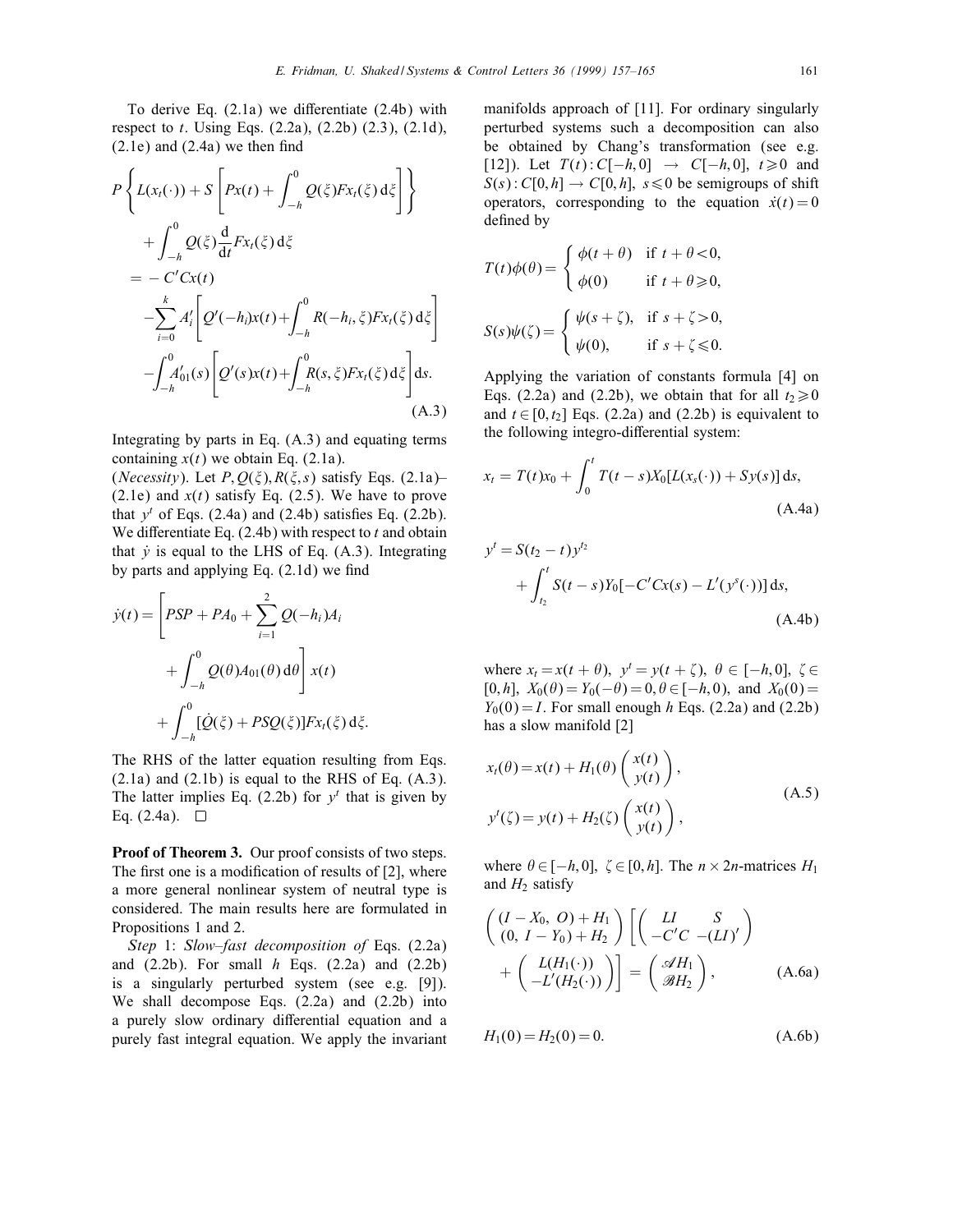To derive Eq. (2.1a) we differentiate (2.4b) with respect to $t$. Using Eqs. (2.2a), (2.2b) (2.3), (2.1d), (2.1e) and (2.4a) we then find

$$
\begin{aligned}
&P\left\{L(x_t(\cdot)) + S\left[Px(t) + \int_{-h}^{0} Q(\xi)Fx_t(\xi)\,\mathrm{d}\xi\right]\right\} \\
&\quad + \int_{-h}^{0} Q(\xi)\frac{\mathrm{d}}{\mathrm{d}t}Fx_t(\xi)\,\mathrm{d}\xi \\
&= -C'Cx(t) \\
&\quad -\sum_{i=0}^{k} A_i'\left[Q'(-h_i)x(t) + \int_{-h}^{0} R(-h_i,\xi)Fx_t(\xi)\,\mathrm{d}\xi\right] \\
&\quad -\int_{-h}^{0} A_{01}'(s)\left[Q'(s)x(t) + \int_{-h}^{0} R(s,\xi)Fx_t(\xi)\,\mathrm{d}\xi\right]\mathrm{d}s.
\end{aligned}
\tag{A.3}
$$

Integrating by parts in Eq. (A.3) and equating terms containing $x(t)$ we obtain Eq. (2.1a).

(*Necessity*). Let $P, Q(\xi), R(\xi, s)$ satisfy Eqs. (2.1a)–(2.1e) and $x(t)$ satisfy Eq. (2.5). We have to prove that $y^t$ of Eqs. (2.4a) and (2.4b) satisfies Eq. (2.2b). We differentiate Eq. (2.4b) with respect to $t$ and obtain that $\dot{y}$ is equal to the LHS of Eq. (A.3). Integrating by parts and applying Eq. (2.1d) we find

$$
\begin{aligned}
\dot{y}(t) = &\left[PSP + PA_0 + \sum_{i=1}^{2} Q(-h_i)A_i \right.\\
&\left. + \int_{-h}^{0} Q(\theta)A_{01}(\theta)\,\mathrm{d}\theta\right] x(t) \\
&+ \int_{-h}^{0} [\dot{Q}(\xi) + PSQ(\xi)]Fx_t(\xi)\,\mathrm{d}\xi.
\end{aligned}
$$

The RHS of the latter equation resulting from Eqs. (2.1a) and (2.1b) is equal to the RHS of Eq. (A.3). The latter implies Eq. (2.2b) for $y^t$ that is given by Eq. (2.4a). □

**Proof of Theorem 3.** Our proof consists of two steps. The first one is a modification of results of [2], where a more general nonlinear system of neutral type is considered. The main results here are formulated in Propositions 1 and 2.

*Step* 1: *Slow–fast decomposition of* Eqs. (2.2a) and (2.2b). For small $h$ Eqs. (2.2a) and (2.2b) is a singularly perturbed system (see e.g. [9]). We shall decompose Eqs. (2.2a) and (2.2b) into a purely slow ordinary differential equation and a purely fast integral equation. We apply the invariant manifolds approach of [11]. For ordinary singularly perturbed systems such a decomposition can also be obtained by Chang's transformation (see e.g. [12]). Let $T(t): C[-h,0] \to C[-h,0],\ t \geqslant 0$ and $S(s): C[0,h] \to C[0,h],\ s \leqslant 0$ be semigroups of shift operators, corresponding to the equation $\dot{x}(t) = 0$ defined by

$$
T(t)\phi(\theta) = \begin{cases} \phi(t+\theta) & \text{if } t+\theta < 0, \\ \phi(0) & \text{if } t+\theta \geqslant 0, \end{cases}
$$

$$
S(s)\psi(\zeta) = \begin{cases} \psi(s+\zeta), & \text{if } s+\zeta > 0, \\ \psi(0), & \text{if } s+\zeta \leqslant 0. \end{cases}
$$

Applying the variation of constants formula [4] on Eqs. (2.2a) and (2.2b), we obtain that for all $t_2 \geqslant 0$ and $t \in [0, t_2]$ Eqs. (2.2a) and (2.2b) is equivalent to the following integro-differential system:

$$
x_t = T(t)x_0 + \int_0^t T(t-s)X_0[L(x_s(\cdot)) + Sy(s)]\,\mathrm{d}s,
\tag{A.4a}
$$

$$
\begin{aligned}
y^t = &S(t_2 - t)y^{t_2} \\
&+ \int_{t_2}^{t} S(t-s)Y_0[-C'Cx(s) - L'(y^s(\cdot))]\,\mathrm{d}s,
\end{aligned}
\tag{A.4b}
$$

where $x_t = x(t+\theta),\ y^t = y(t+\zeta),\ \theta \in [-h,0],\ \zeta \in [0,h],\ X_0(\theta) = Y_0(-\theta) = 0, \theta \in [-h,0)$, and $X_0(0) = Y_0(0) = I$. For small enough $h$ Eqs. (2.2a) and (2.2b) has a slow manifold [2]

$$
\begin{aligned}
x_t(\theta) &= x(t) + H_1(\theta)\begin{pmatrix} x(t) \\ y(t) \end{pmatrix}, \\
y^t(\zeta) &= y(t) + H_2(\zeta)\begin{pmatrix} x(t) \\ y(t) \end{pmatrix},
\end{aligned}
\tag{A.5}
$$

where $\theta \in [-h,0],\ \zeta \in [0,h]$. The $n \times 2n$-matrices $H_1$ and $H_2$ satisfy

$$
\begin{pmatrix} (I - X_0,\ O) + H_1 \\ (0,\ I - Y_0) + H_2 \end{pmatrix}
\left[\begin{pmatrix} LI & S \\ -C'C & -(LI)' \end{pmatrix}
+ \begin{pmatrix} L(H_1(\cdot)) \\ -L'(H_2(\cdot)) \end{pmatrix}\right]
= \begin{pmatrix} \mathscr{A}H_1 \\ \mathscr{B}H_2 \end{pmatrix},
\tag{A.6a}
$$

$$
H_1(0) = H_2(0) = 0.
\tag{A.6b}
$$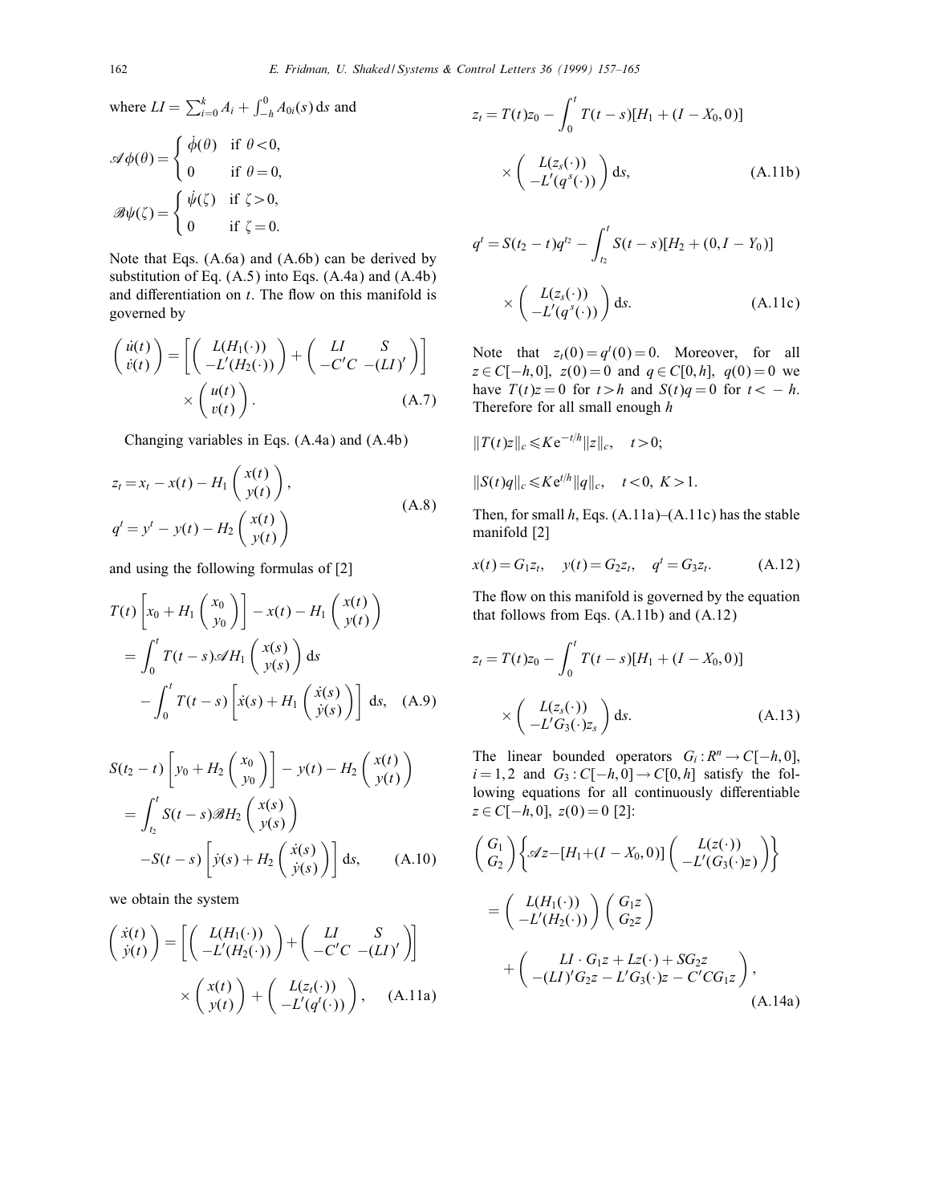where $LI = \sum_{i=0}^{k} A_i + \int_{-h}^{0} A_{0i}(s)\,\mathrm{d}s$ and

$$
\mathscr{A}\phi(\theta) = \begin{cases} \dot{\phi}(\theta) & \text{if } \theta < 0, \\ 0 & \text{if } \theta = 0, \end{cases}
$$

$$
\mathscr{B}\psi(\zeta) = \begin{cases} \dot{\psi}(\zeta) & \text{if } \zeta > 0, \\ 0 & \text{if } \zeta = 0. \end{cases}
$$

Note that Eqs. (A.6a) and (A.6b) can be derived by substitution of Eq. (A.5) into Eqs. (A.4a) and (A.4b) and differentiation on $t$. The flow on this manifold is governed by

$$
\begin{pmatrix} \dot{u}(t) \\ \dot{v}(t) \end{pmatrix} = \left[ \begin{pmatrix} L(H_1(\cdot)) \\ -L'(H_2(\cdot)) \end{pmatrix} + \begin{pmatrix} LI & S \\ -C'C & -(LI)' \end{pmatrix} \right] \times \begin{pmatrix} u(t) \\ v(t) \end{pmatrix}. \tag{A.7}
$$

Changing variables in Eqs. (A.4a) and (A.4b)

$$
\begin{aligned}
z_t &= x_t - x(t) - H_1 \begin{pmatrix} x(t) \\ y(t) \end{pmatrix}, \\
q^t &= y^t - y(t) - H_2 \begin{pmatrix} x(t) \\ y(t) \end{pmatrix}
\end{aligned} \tag{A.8}
$$

and using the following formulas of [2]

$$
\begin{aligned}
& T(t)\left[ x_0 + H_1 \begin{pmatrix} x_0 \\ y_0 \end{pmatrix} \right] - x(t) - H_1 \begin{pmatrix} x(t) \\ y(t) \end{pmatrix} \\
&= \int_0^t T(t-s)\mathscr{A} H_1 \begin{pmatrix} x(s) \\ y(s) \end{pmatrix} \mathrm{d}s \\
&\quad - \int_0^t T(t-s) \left[ \dot{x}(s) + H_1 \begin{pmatrix} \dot{x}(s) \\ \dot{y}(s) \end{pmatrix} \right] \mathrm{d}s,
\end{aligned} \tag{A.9}
$$

$$
\begin{aligned}
& S(t_2 - t)\left[ y_0 + H_2 \begin{pmatrix} x_0 \\ y_0 \end{pmatrix} \right] - y(t) - H_2 \begin{pmatrix} x(t) \\ y(t) \end{pmatrix} \\
&= \int_{t_2}^t S(t-s)\mathscr{B} H_2 \begin{pmatrix} x(s) \\ y(s) \end{pmatrix} \\
&\quad - S(t-s) \left[ \dot{y}(s) + H_2 \begin{pmatrix} \dot{x}(s) \\ \dot{y}(s) \end{pmatrix} \right] \mathrm{d}s,
\end{aligned} \tag{A.10}
$$

we obtain the system

$$
\begin{pmatrix} \dot{x}(t) \\ \dot{y}(t) \end{pmatrix} = \left[ \begin{pmatrix} L(H_1(\cdot)) \\ -L'(H_2(\cdot)) \end{pmatrix} + \begin{pmatrix} LI & S \\ -C'C & -(LI)' \end{pmatrix} \right] \times \begin{pmatrix} x(t) \\ y(t) \end{pmatrix} + \begin{pmatrix} L(z_t(\cdot)) \\ -L'(q^t(\cdot)) \end{pmatrix}, \tag{A.11a}
$$

$$
z_t = T(t) z_0 - \int_0^t T(t-s)[H_1 + (I - X_0, 0)] \times \begin{pmatrix} L(z_s(\cdot)) \\ -L'(q^s(\cdot)) \end{pmatrix} \mathrm{d}s, \tag{A.11b}
$$

$$
q^t = S(t_2 - t) q^{t_2} - \int_{t_2}^t S(t-s)[H_2 + (0, I - Y_0)] \times \begin{pmatrix} L(z_s(\cdot)) \\ -L'(q^s(\cdot)) \end{pmatrix} \mathrm{d}s. \tag{A.11c}
$$

Note that $z_t(0) = q^t(0) = 0$. Moreover, for all $z \in C[-h, 0]$, $z(0) = 0$ and $q \in C[0, h]$, $q(0) = 0$ we have $T(t)z = 0$ for $t > h$ and $S(t)q = 0$ for $t < -h$. Therefore for all small enough $h$

$$\|T(t)z\|_c \leqslant K \mathrm{e}^{-t/h} \|z\|_c, \quad t > 0;$$

$$\|S(t)q\|_c \leqslant K \mathrm{e}^{t/h} \|q\|_c, \quad t < 0, \ K > 1.$$

Then, for small $h$, Eqs. (A.11a)–(A.11c) has the stable manifold [2]

$$
x(t) = G_1 z_t, \quad y(t) = G_2 z_t, \quad q^t = G_3 z_t. \tag{A.12}
$$

The flow on this manifold is governed by the equation that follows from Eqs. (A.11b) and (A.12)

$$
z_t = T(t) z_0 - \int_0^t T(t-s)[H_1 + (I - X_0, 0)] \times \begin{pmatrix} L(z_s(\cdot)) \\ -L'G_3(\cdot) z_s \end{pmatrix} \mathrm{d}s. \tag{A.13}
$$

The linear bounded operators $G_i : R^n \to C[-h, 0]$, $i = 1, 2$ and $G_3 : C[-h, 0] \to C[0, h]$ satisfy the following equations for all continuously differentiable $z \in C[-h, 0]$, $z(0) = 0$ [2]:

$$
\begin{aligned}
& \begin{pmatrix} G_1 \\ G_2 \end{pmatrix} \left\{ \mathscr{A} z - [H_1 + (I - X_0, 0)] \begin{pmatrix} L(z(\cdot)) \\ -L'(G_3(\cdot) z) \end{pmatrix} \right\} \\
&= \begin{pmatrix} L(H_1(\cdot)) \\ -L'(H_2(\cdot)) \end{pmatrix} \begin{pmatrix} G_1 z \\ G_2 z \end{pmatrix} \\
&\quad + \begin{pmatrix} LI \cdot G_1 z + Lz(\cdot) + S G_2 z \\ -(LI)' G_2 z - L' G_3(\cdot) z - C'C G_1 z \end{pmatrix},
\end{aligned} \tag{A.14a}
$$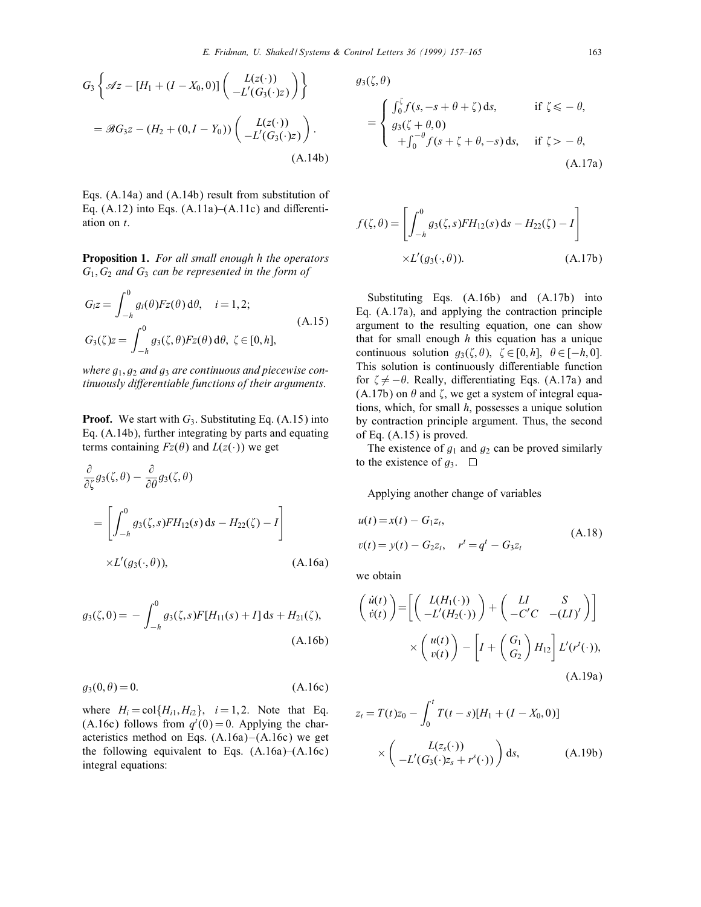$$G_3 \left\{ \mathscr{A} z - [H_1 + (I - X_0, 0)] \begin{pmatrix} L(z(\cdot)) \\ -L'(G_3(\cdot)z) \end{pmatrix} \right\}$$

$$= \mathscr{B} G_3 z - (H_2 + (0, I - Y_0)) \begin{pmatrix} L(z(\cdot)) \\ -L'(G_3(\cdot)z) \end{pmatrix}. \tag{A.14b}$$

Eqs. (A.14a) and (A.14b) result from substitution of Eq. (A.12) into Eqs. (A.11a)–(A.11c) and differentiation on $t$.

**Proposition 1.** *For all small enough $h$ the operators $G_1, G_2$ and $G_3$ can be represented in the form of*

$$G_i z = \int_{-h}^{0} g_i(\theta) F z(\theta)\, d\theta, \quad i = 1, 2;$$
$$G_3(\zeta) z = \int_{-h}^{0} g_3(\zeta, \theta) F z(\theta)\, d\theta, \ \zeta \in [0, h], \tag{A.15}$$

*where $g_1, g_2$ and $g_3$ are continuous and piecewise continuously differentiable functions of their arguments.*

**Proof.** We start with $G_3$. Substituting Eq. (A.15) into Eq. (A.14b), further integrating by parts and equating terms containing $Fz(\theta)$ and $L(z(\cdot))$ we get

$$\frac{\partial}{\partial \zeta} g_3(\zeta, \theta) - \frac{\partial}{\partial \theta} g_3(\zeta, \theta)$$
$$= \left[ \int_{-h}^{0} g_3(\zeta, s) F H_{12}(s)\, ds - H_{22}(\zeta) - I \right] \times L'(g_3(\cdot, \theta)), \tag{A.16a}$$

$$g_3(\zeta, 0) = -\int_{-h}^{0} g_3(\zeta, s) F [H_{11}(s) + I]\, ds + H_{21}(\zeta), \tag{A.16b}$$

$$g_3(0, \theta) = 0. \tag{A.16c}$$

where $H_i = \mathrm{col}\{H_{i1}, H_{i2}\}, \quad i = 1, 2$. Note that Eq. (A.16c) follows from $q^t(0) = 0$. Applying the characteristics method on Eqs. (A.16a)–(A.16c) we get the following equivalent to Eqs. (A.16a)–(A.16c) integral equations:

$$g_3(\zeta, \theta) = \begin{cases} \int_0^{\zeta} f(s, -s + \theta + \zeta)\, ds, & \text{if } \zeta \leqslant -\theta, \\ g_3(\zeta + \theta, 0) + \int_0^{-\theta} f(s + \zeta + \theta, -s)\, ds, & \text{if } \zeta > -\theta, \end{cases} \tag{A.17a}$$

$$f(\zeta, \theta) = \left[ \int_{-h}^{0} g_3(\zeta, s) F H_{12}(s)\, ds - H_{22}(\zeta) - I \right] \times L'(g_3(\cdot, \theta)). \tag{A.17b}$$

Substituting Eqs. (A.16b) and (A.17b) into Eq. (A.17a), and applying the contraction principle argument to the resulting equation, one can show that for small enough $h$ this equation has a unique continuous solution $g_3(\zeta, \theta)$, $\zeta \in [0, h]$, $\theta \in [-h, 0]$. This solution is continuously differentiable function for $\zeta \neq -\theta$. Really, differentiating Eqs. (A.17a) and (A.17b) on $\theta$ and $\zeta$, we get a system of integral equations, which, for small $h$, possesses a unique solution by contraction principle argument. Thus, the second of Eq. (A.15) is proved.

The existence of $g_1$ and $g_2$ can be proved similarly to the existence of $g_3$. $\square$

Applying another change of variables

$$u(t) = x(t) - G_1 z_t,$$
$$v(t) = y(t) - G_2 z_t, \quad r^t = q^t - G_3 z_t \tag{A.18}$$

we obtain

$$\begin{pmatrix} \dot{u}(t) \\ \dot{v}(t) \end{pmatrix} = \left[ \begin{pmatrix} L(H_1(\cdot)) \\ -L'(H_2(\cdot)) \end{pmatrix} + \begin{pmatrix} LI & S \\ -C'C & -(LI)' \end{pmatrix} \right] \times \begin{pmatrix} u(t) \\ v(t) \end{pmatrix} - \left[ I + \begin{pmatrix} G_1 \\ G_2 \end{pmatrix} H_{12} \right] L'(r^t(\cdot)), \tag{A.19a}$$

$$z_t = T(t) z_0 - \int_0^t T(t - s)[H_1 + (I - X_0, 0)] \times \begin{pmatrix} L(z_s(\cdot)) \\ -L'(G_3(\cdot) z_s + r^s(\cdot)) \end{pmatrix} ds, \tag{A.19b}$$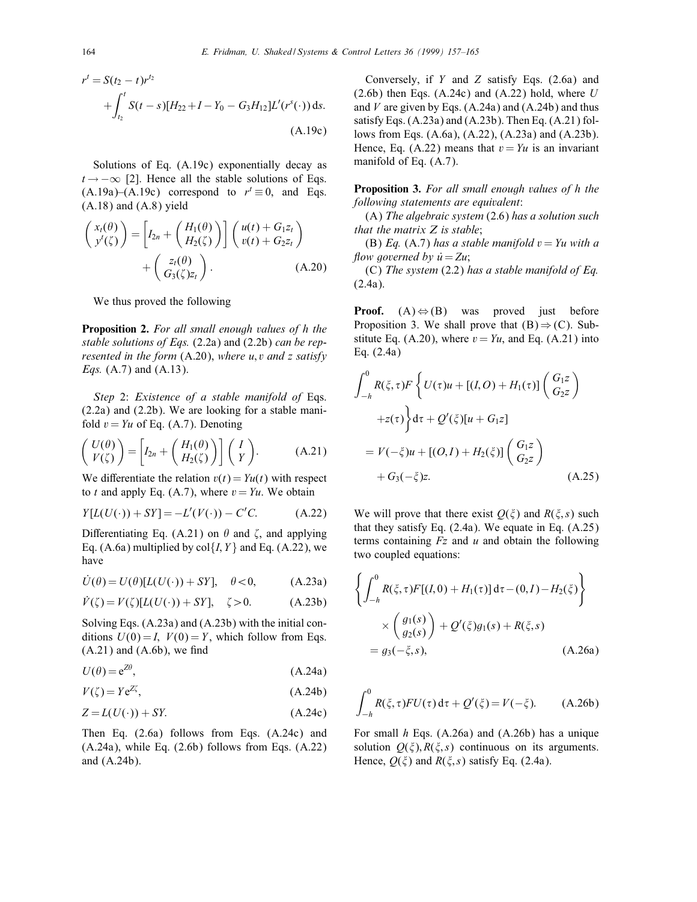$$r^t = S(t_2 - t)r^{t_2} + \int_{t_2}^{t} S(t-s)[H_{22} + I - Y_0 - G_3 H_{12}]L'(r^s(\cdot))\,\mathrm{d}s. \tag{A.19c}$$

Solutions of Eq. (A.19c) exponentially decay as $t \to -\infty$ [2]. Hence all the stable solutions of Eqs. (A.19a)–(A.19c) correspond to $r^t \equiv 0$, and Eqs. (A.18) and (A.8) yield

$$\begin{pmatrix} x_t(\theta) \\ y^t(\zeta) \end{pmatrix} = \left[ I_{2n} + \begin{pmatrix} H_1(\theta) \\ H_2(\zeta) \end{pmatrix} \right] \begin{pmatrix} u(t) + G_1 z_t \\ v(t) + G_2 z_t \end{pmatrix} + \begin{pmatrix} z_t(\theta) \\ G_3(\zeta) z_t \end{pmatrix}. \tag{A.20}$$

We thus proved the following

**Proposition 2.** *For all small enough values of h the stable solutions of Eqs.* (2.2a) *and* (2.2b) *can be represented in the form* (A.20), *where* $u, v$ *and* $z$ *satisfy Eqs.* (A.7) *and* (A.13).

*Step* 2: *Existence of a stable manifold of* Eqs. (2.2a) and (2.2b). We are looking for a stable manifold $v = Yu$ of Eq. (A.7). Denoting

$$\begin{pmatrix} U(\theta) \\ V(\zeta) \end{pmatrix} = \left[ I_{2n} + \begin{pmatrix} H_1(\theta) \\ H_2(\zeta) \end{pmatrix} \right] \begin{pmatrix} I \\ Y \end{pmatrix}. \tag{A.21}$$

We differentiate the relation $v(t) = Yu(t)$ with respect to $t$ and apply Eq. (A.7), where $v = Yu$. We obtain

$$Y[L(U(\cdot)) + SY] = -L'(V(\cdot)) - C'C. \tag{A.22}$$

Differentiating Eq. (A.21) on $\theta$ and $\zeta$, and applying Eq. (A.6a) multiplied by $\mathrm{col}\{I, Y\}$ and Eq. (A.22), we have

$$\dot{U}(\theta) = U(\theta)[L(U(\cdot)) + SY], \quad \theta < 0, \tag{A.23a}$$

$$\dot{V}(\zeta) = V(\zeta)[L(U(\cdot)) + SY], \quad \zeta > 0. \tag{A.23b}$$

Solving Eqs. (A.23a) and (A.23b) with the initial conditions $U(0) = I$, $V(0) = Y$, which follow from Eqs. (A.21) and (A.6b), we find

$$U(\theta) = \mathrm{e}^{Z\theta}, \tag{A.24a}$$

$$V(\zeta) = Y\mathrm{e}^{Z\zeta}, \tag{A.24b}$$

$$Z = L(U(\cdot)) + SY. \tag{A.24c}$$

Then Eq. (2.6a) follows from Eqs. (A.24c) and (A.24a), while Eq. (2.6b) follows from Eqs. (A.22) and (A.24b).

Conversely, if $Y$ and $Z$ satisfy Eqs. (2.6a) and (2.6b) then Eqs. (A.24c) and (A.22) hold, where $U$ and $V$ are given by Eqs. (A.24a) and (A.24b) and thus satisfy Eqs. (A.23a) and (A.23b). Then Eq. (A.21) follows from Eqs. (A.6a), (A.22), (A.23a) and (A.23b). Hence, Eq. (A.22) means that $v = Yu$ is an invariant manifold of Eq. (A.7).

**Proposition 3.** *For all small enough values of h the following statements are equivalent*:

(A) *The algebraic system* (2.6) *has a solution such that the matrix* $Z$ *is stable*;

(B) *Eq.* (A.7) *has a stable manifold* $v = Yu$ *with a flow governed by* $\dot{u} = Zu$;

(C) *The system* (2.2) *has a stable manifold of Eq.* (2.4a).

**Proof.** (A) $\Leftrightarrow$ (B) was proved just before Proposition 3. We shall prove that (B) $\Rightarrow$ (C). Substitute Eq. (A.20), where $v = Yu$, and Eq. (A.21) into Eq. (2.4a)

$$\int_{-h}^{0} R(\xi,\tau)F\left\{ U(\tau)u + [(I,O) + H_1(\tau)] \begin{pmatrix} G_1 z \\ G_2 z \end{pmatrix} + z(\tau) \right\} \mathrm{d}\tau + Q'(\xi)[u + G_1 z]$$
$$= V(-\xi)u + [(O,I) + H_2(\xi)] \begin{pmatrix} G_1 z \\ G_2 z \end{pmatrix} + G_3(-\xi)z. \tag{A.25}$$

We will prove that there exist $Q(\xi)$ and $R(\xi, s)$ such that they satisfy Eq. (2.4a). We equate in Eq. (A.25) terms containing $Fz$ and $u$ and obtain the following two coupled equations:

$$\left\{ \int_{-h}^{0} R(\xi,\tau)F[(I,0) + H_1(\tau)]\,\mathrm{d}\tau - (0,I) - H_2(\xi) \right\} \times \begin{pmatrix} g_1(s) \\ g_2(s) \end{pmatrix} + Q'(\xi)g_1(s) + R(\xi,s) = g_3(-\xi, s), \tag{A.26a}$$

$$\int_{-h}^{0} R(\xi,\tau)FU(\tau)\,\mathrm{d}\tau + Q'(\xi) = V(-\xi). \tag{A.26b}$$

For small $h$ Eqs. (A.26a) and (A.26b) has a unique solution $Q(\xi), R(\xi, s)$ continuous on its arguments. Hence, $Q(\xi)$ and $R(\xi, s)$ satisfy Eq. (2.4a).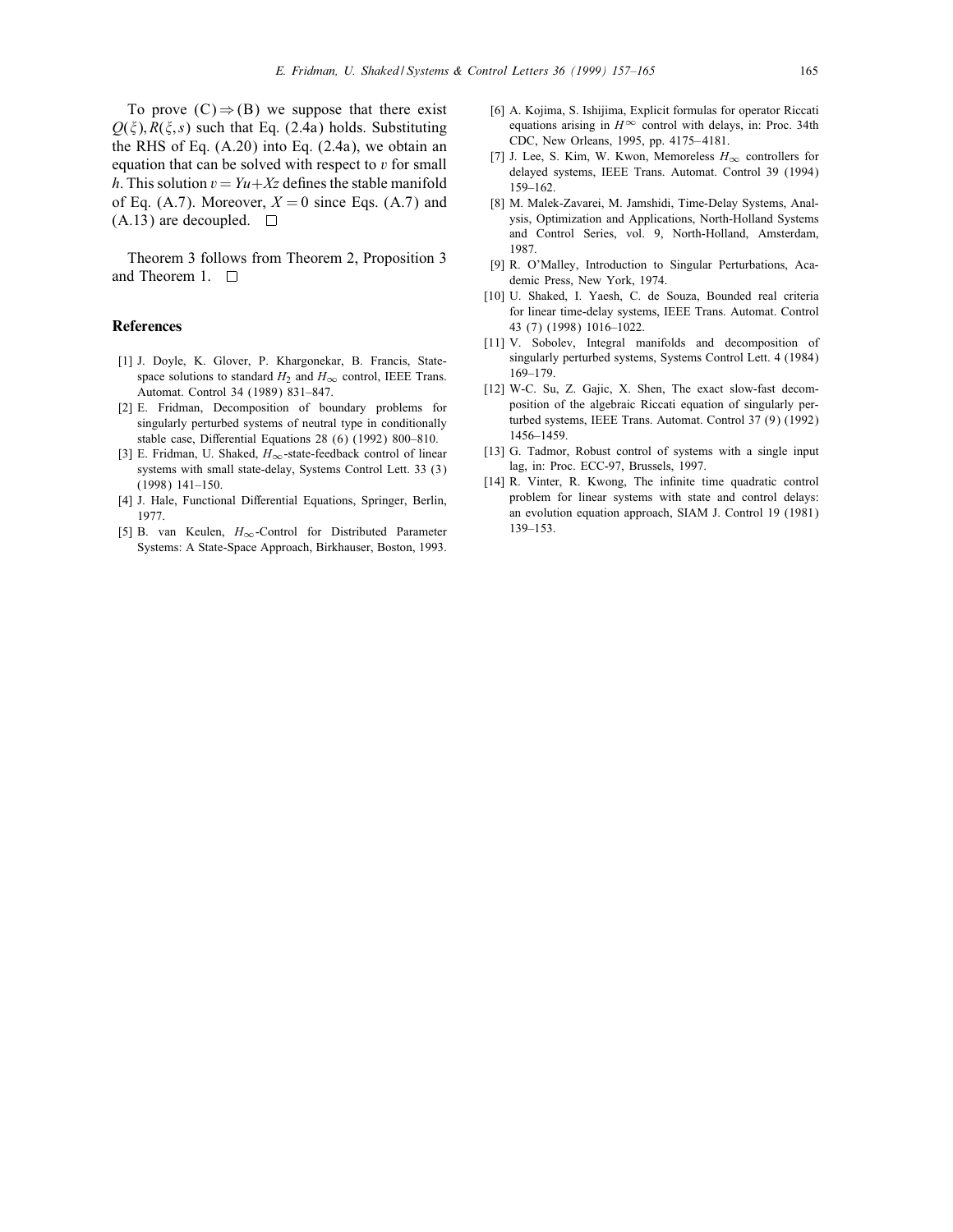To prove (C) $\Rightarrow$ (B) we suppose that there exist $Q(\xi), R(\xi, s)$ such that Eq. (2.4a) holds. Substituting the RHS of Eq. (A.20) into Eq. (2.4a), we obtain an equation that can be solved with respect to $v$ for small $h$. This solution $v = Yu + Xz$ defines the stable manifold of Eq. (A.7). Moreover, $X = 0$ since Eqs. (A.7) and (A.13) are decoupled. □

Theorem 3 follows from Theorem 2, Proposition 3 and Theorem 1. □

## References

[1] J. Doyle, K. Glover, P. Khargonekar, B. Francis, State-space solutions to standard $H_2$ and $H_\infty$ control, IEEE Trans. Automat. Control 34 (1989) 831–847.

[2] E. Fridman, Decomposition of boundary problems for singularly perturbed systems of neutral type in conditionally stable case, Differential Equations 28 (6) (1992) 800–810.

[3] E. Fridman, U. Shaked, $H_\infty$-state-feedback control of linear systems with small state-delay, Systems Control Lett. 33 (3) (1998) 141–150.

[4] J. Hale, Functional Differential Equations, Springer, Berlin, 1977.

[5] B. van Keulen, $H_\infty$-Control for Distributed Parameter Systems: A State-Space Approach, Birkhauser, Boston, 1993.

[6] A. Kojima, S. Ishijima, Explicit formulas for operator Riccati equations arising in $H^\infty$ control with delays, in: Proc. 34th CDC, New Orleans, 1995, pp. 4175–4181.

[7] J. Lee, S. Kim, W. Kwon, Memoreless $H_\infty$ controllers for delayed systems, IEEE Trans. Automat. Control 39 (1994) 159–162.

[8] M. Malek-Zavarei, M. Jamshidi, Time-Delay Systems, Analysis, Optimization and Applications, North-Holland Systems and Control Series, vol. 9, North-Holland, Amsterdam, 1987.

[9] R. O'Malley, Introduction to Singular Perturbations, Academic Press, New York, 1974.

[10] U. Shaked, I. Yaesh, C. de Souza, Bounded real criteria for linear time-delay systems, IEEE Trans. Automat. Control 43 (7) (1998) 1016–1022.

[11] V. Sobolev, Integral manifolds and decomposition of singularly perturbed systems, Systems Control Lett. 4 (1984) 169–179.

[12] W-C. Su, Z. Gajic, X. Shen, The exact slow-fast decomposition of the algebraic Riccati equation of singularly perturbed systems, IEEE Trans. Automat. Control 37 (9) (1992) 1456–1459.

[13] G. Tadmor, Robust control of systems with a single input lag, in: Proc. ECC-97, Brussels, 1997.

[14] R. Vinter, R. Kwong, The infinite time quadratic control problem for linear systems with state and control delays: an evolution equation approach, SIAM J. Control 19 (1981) 139–153.